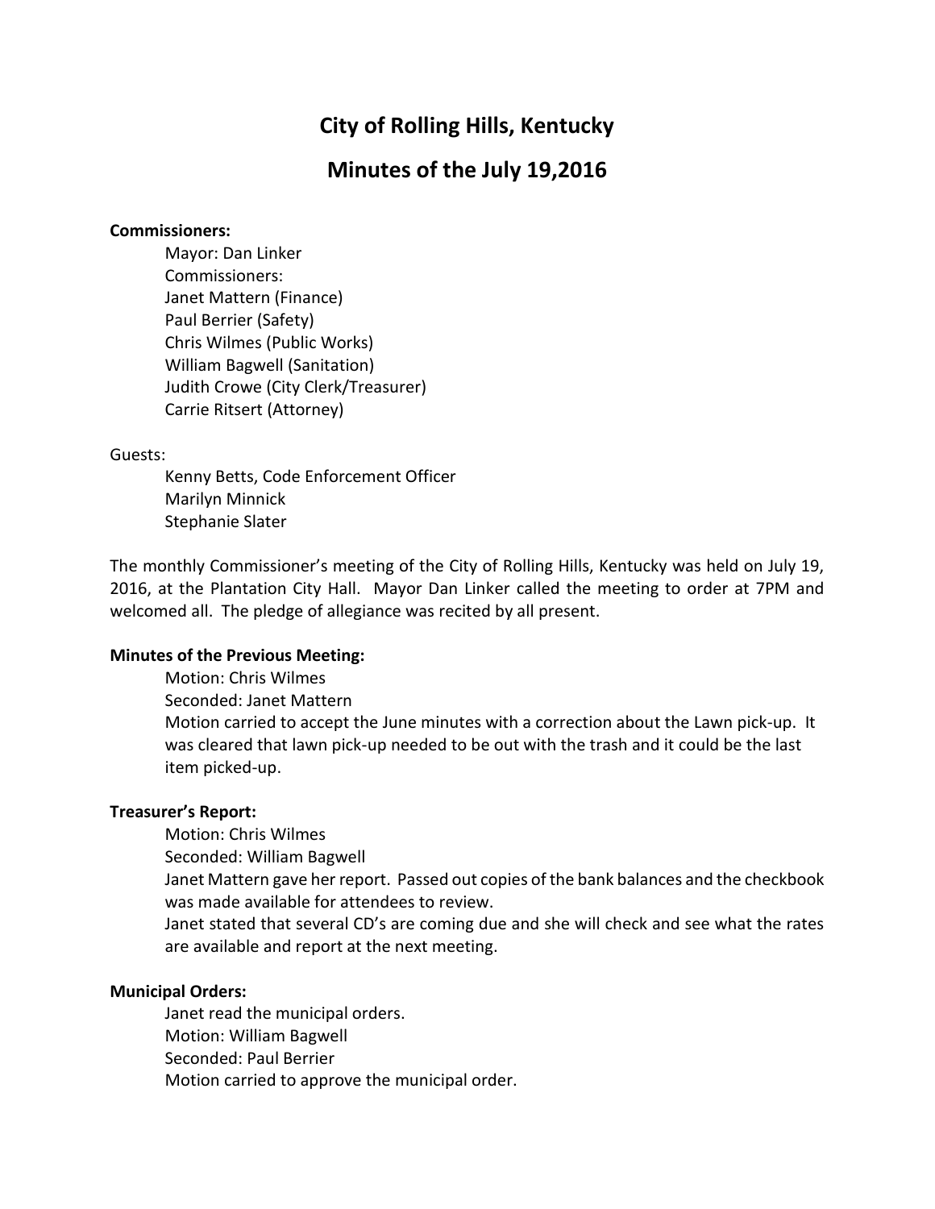# City of Rolling Hills, Kentucky

## Minutes of the July 19,2016

**Commissioners:**

Mayor: Dan Linker
Commissioners:
Janet Mattern (Finance)
Paul Berrier (Safety)
Chris Wilmes (Public Works)
William Bagwell (Sanitation)
Judith Crowe (City Clerk/Treasurer)
Carrie Ritsert (Attorney)

Guests:

Kenny Betts, Code Enforcement Officer
Marilyn Minnick
Stephanie Slater

The monthly Commissioner's meeting of the City of Rolling Hills, Kentucky was held on July 19, 2016, at the Plantation City Hall. Mayor Dan Linker called the meeting to order at 7PM and welcomed all. The pledge of allegiance was recited by all present.

**Minutes of the Previous Meeting:**

Motion: Chris Wilmes
Seconded: Janet Mattern
Motion carried to accept the June minutes with a correction about the Lawn pick-up. It was cleared that lawn pick-up needed to be out with the trash and it could be the last item picked-up.

**Treasurer's Report:**

Motion: Chris Wilmes
Seconded: William Bagwell
Janet Mattern gave her report. Passed out copies of the bank balances and the checkbook was made available for attendees to review.
Janet stated that several CD's are coming due and she will check and see what the rates are available and report at the next meeting.

**Municipal Orders:**

Janet read the municipal orders.
Motion: William Bagwell
Seconded: Paul Berrier
Motion carried to approve the municipal order.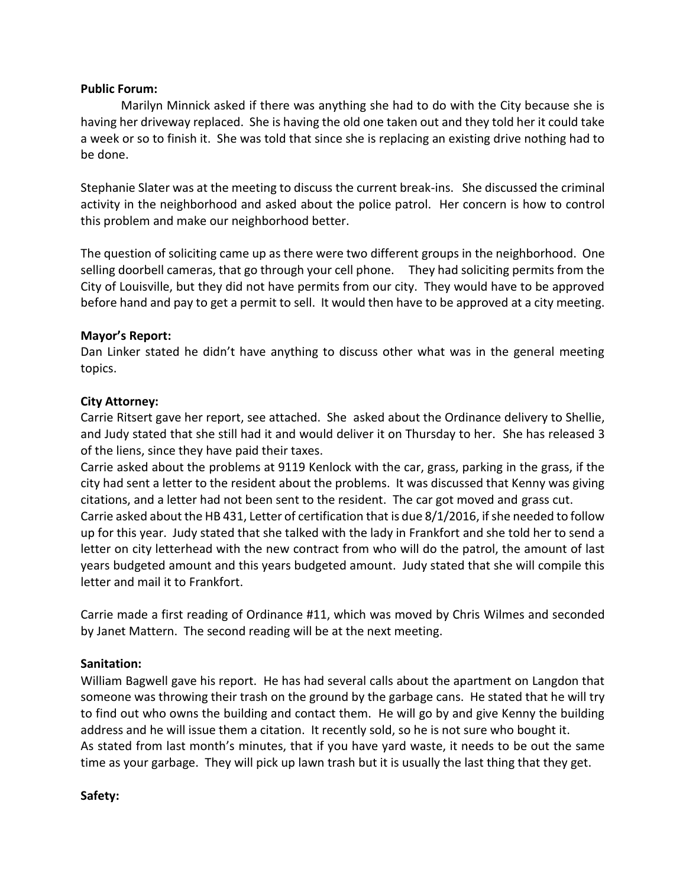**Public Forum:**

Marilyn Minnick asked if there was anything she had to do with the City because she is having her driveway replaced. She is having the old one taken out and they told her it could take a week or so to finish it. She was told that since she is replacing an existing drive nothing had to be done.

Stephanie Slater was at the meeting to discuss the current break-ins. She discussed the criminal activity in the neighborhood and asked about the police patrol. Her concern is how to control this problem and make our neighborhood better.

The question of soliciting came up as there were two different groups in the neighborhood. One selling doorbell cameras, that go through your cell phone. They had soliciting permits from the City of Louisville, but they did not have permits from our city. They would have to be approved before hand and pay to get a permit to sell. It would then have to be approved at a city meeting.

**Mayor's Report:**

Dan Linker stated he didn't have anything to discuss other what was in the general meeting topics.

**City Attorney:**

Carrie Ritsert gave her report, see attached. She asked about the Ordinance delivery to Shellie, and Judy stated that she still had it and would deliver it on Thursday to her. She has released 3 of the liens, since they have paid their taxes.

Carrie asked about the problems at 9119 Kenlock with the car, grass, parking in the grass, if the city had sent a letter to the resident about the problems. It was discussed that Kenny was giving citations, and a letter had not been sent to the resident. The car got moved and grass cut.

Carrie asked about the HB 431, Letter of certification that is due 8/1/2016, if she needed to follow up for this year. Judy stated that she talked with the lady in Frankfort and she told her to send a letter on city letterhead with the new contract from who will do the patrol, the amount of last years budgeted amount and this years budgeted amount. Judy stated that she will compile this letter and mail it to Frankfort.

Carrie made a first reading of Ordinance #11, which was moved by Chris Wilmes and seconded by Janet Mattern. The second reading will be at the next meeting.

**Sanitation:**

William Bagwell gave his report. He has had several calls about the apartment on Langdon that someone was throwing their trash on the ground by the garbage cans. He stated that he will try to find out who owns the building and contact them. He will go by and give Kenny the building address and he will issue them a citation. It recently sold, so he is not sure who bought it.

As stated from last month's minutes, that if you have yard waste, it needs to be out the same time as your garbage. They will pick up lawn trash but it is usually the last thing that they get.

**Safety:**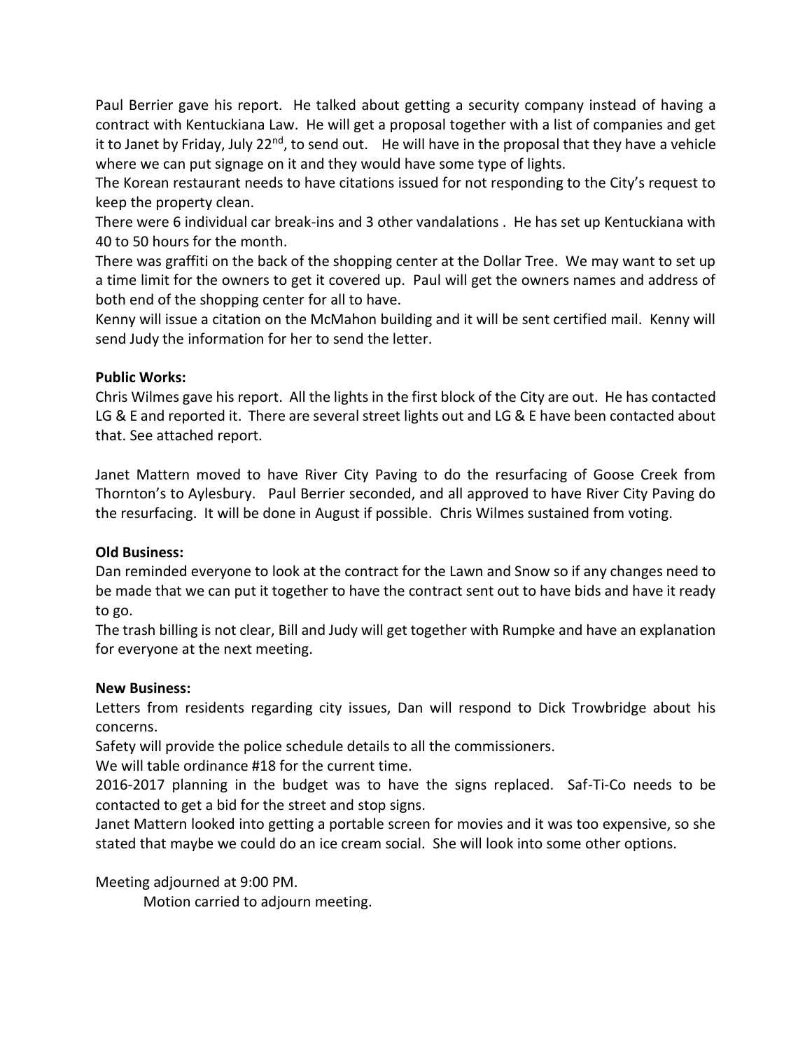Paul Berrier gave his report. He talked about getting a security company instead of having a contract with Kentuckiana Law. He will get a proposal together with a list of companies and get it to Janet by Friday, July 22nd, to send out. He will have in the proposal that they have a vehicle where we can put signage on it and they would have some type of lights.

The Korean restaurant needs to have citations issued for not responding to the City's request to keep the property clean.

There were 6 individual car break-ins and 3 other vandalations . He has set up Kentuckiana with 40 to 50 hours for the month.

There was graffiti on the back of the shopping center at the Dollar Tree. We may want to set up a time limit for the owners to get it covered up. Paul will get the owners names and address of both end of the shopping center for all to have.

Kenny will issue a citation on the McMahon building and it will be sent certified mail. Kenny will send Judy the information for her to send the letter.

**Public Works:**

Chris Wilmes gave his report. All the lights in the first block of the City are out. He has contacted LG & E and reported it. There are several street lights out and LG & E have been contacted about that. See attached report.

Janet Mattern moved to have River City Paving to do the resurfacing of Goose Creek from Thornton's to Aylesbury. Paul Berrier seconded, and all approved to have River City Paving do the resurfacing. It will be done in August if possible. Chris Wilmes sustained from voting.

**Old Business:**

Dan reminded everyone to look at the contract for the Lawn and Snow so if any changes need to be made that we can put it together to have the contract sent out to have bids and have it ready to go.

The trash billing is not clear, Bill and Judy will get together with Rumpke and have an explanation for everyone at the next meeting.

**New Business:**

Letters from residents regarding city issues, Dan will respond to Dick Trowbridge about his concerns.

Safety will provide the police schedule details to all the commissioners.

We will table ordinance #18 for the current time.

2016-2017 planning in the budget was to have the signs replaced. Saf-Ti-Co needs to be contacted to get a bid for the street and stop signs.

Janet Mattern looked into getting a portable screen for movies and it was too expensive, so she stated that maybe we could do an ice cream social. She will look into some other options.

Meeting adjourned at 9:00 PM.

Motion carried to adjourn meeting.